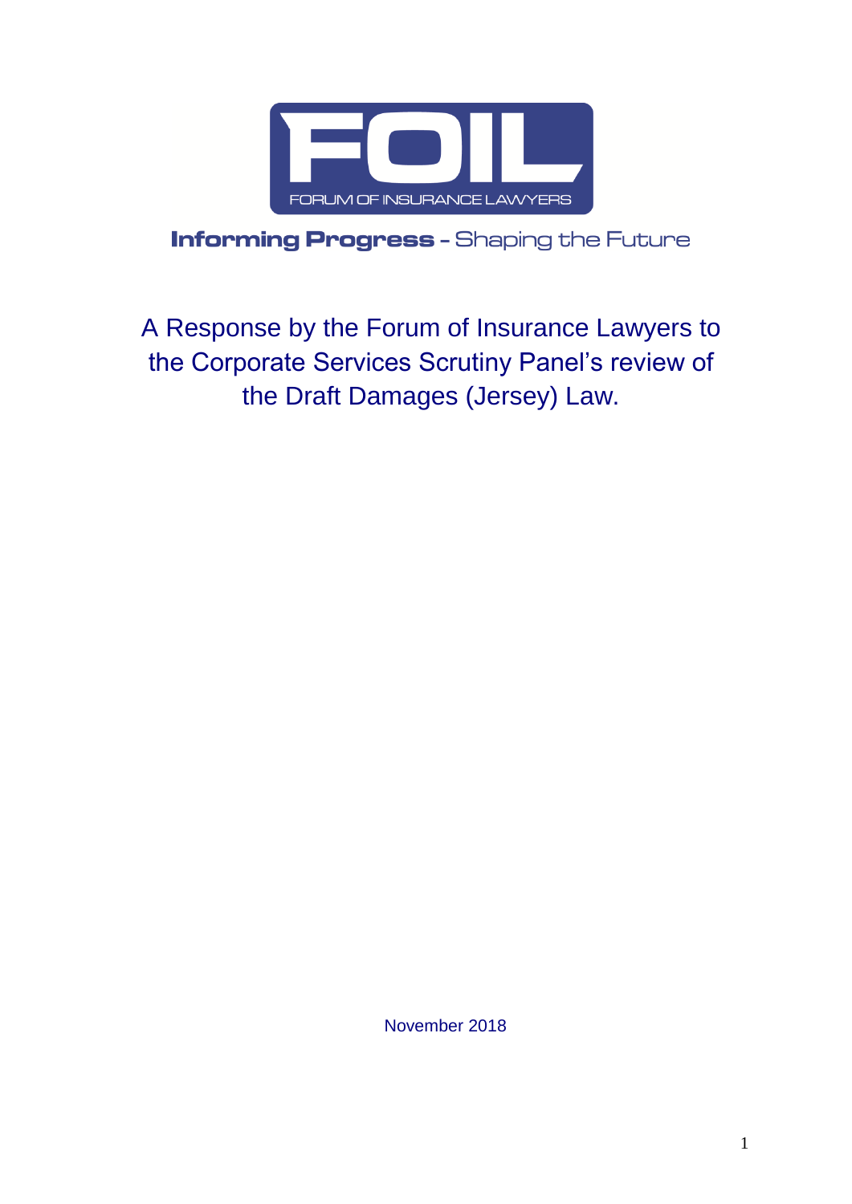FOIL

FORUM OF INSURANCE LAWYERS

**Informing Progress** - Shaping the Future

# A Response by the Forum of Insurance Lawyers to the Corporate Services Scrutiny Panel's review of the Draft Damages (Jersey) Law.

November 2018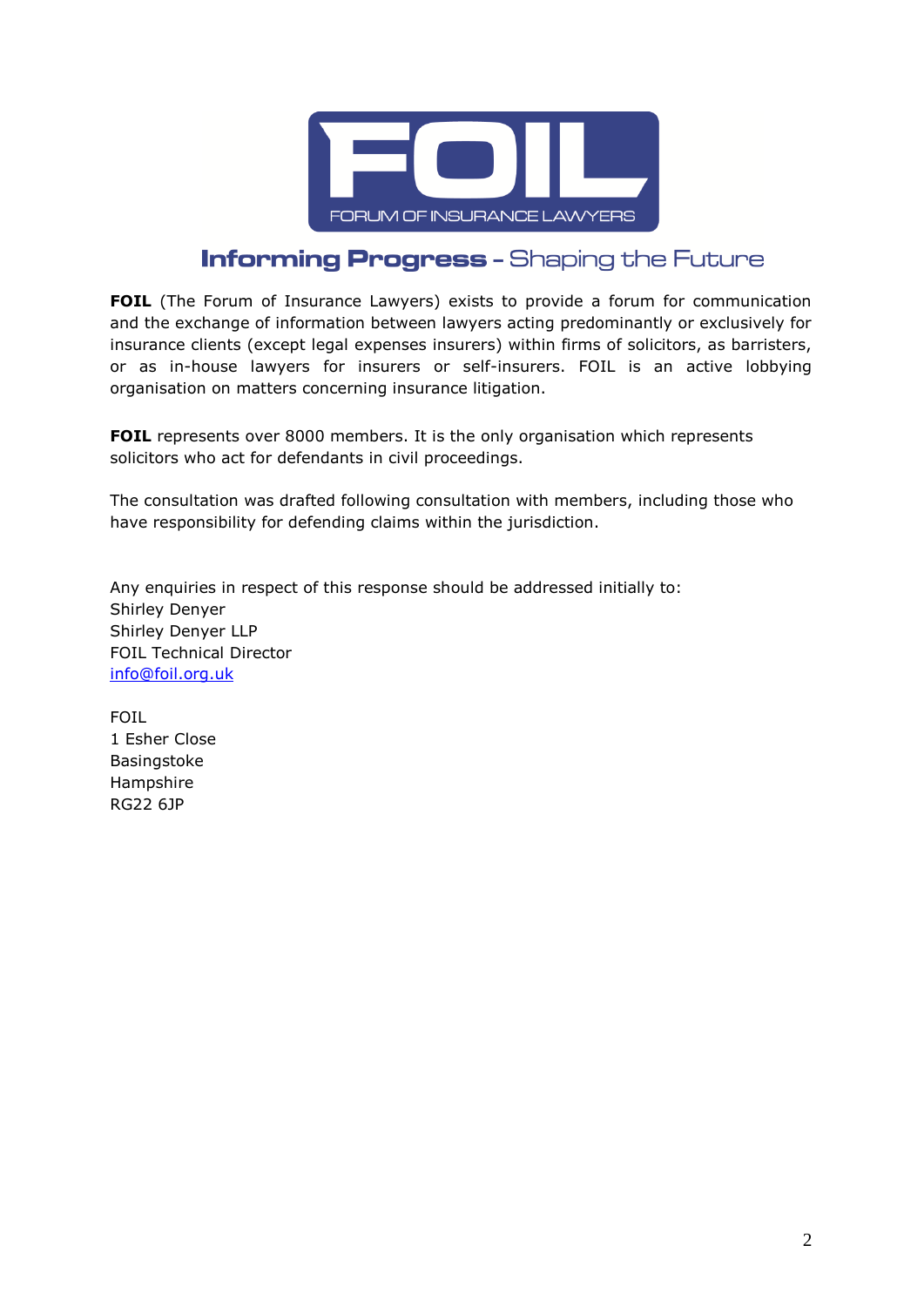**FOIL**

FORUM OF INSURANCE LAWYERS

## Informing Progress - Shaping the Future

**FOIL** (The Forum of Insurance Lawyers) exists to provide a forum for communication and the exchange of information between lawyers acting predominantly or exclusively for insurance clients (except legal expenses insurers) within firms of solicitors, as barristers, or as in-house lawyers for insurers or self-insurers. FOIL is an active lobbying organisation on matters concerning insurance litigation.

**FOIL** represents over 8000 members. It is the only organisation which represents solicitors who act for defendants in civil proceedings.

The consultation was drafted following consultation with members, including those who have responsibility for defending claims within the jurisdiction.

Any enquiries in respect of this response should be addressed initially to:
Shirley Denyer
Shirley Denyer LLP
FOIL Technical Director
info@foil.org.uk

FOIL
1 Esher Close
Basingstoke
Hampshire
RG22 6JP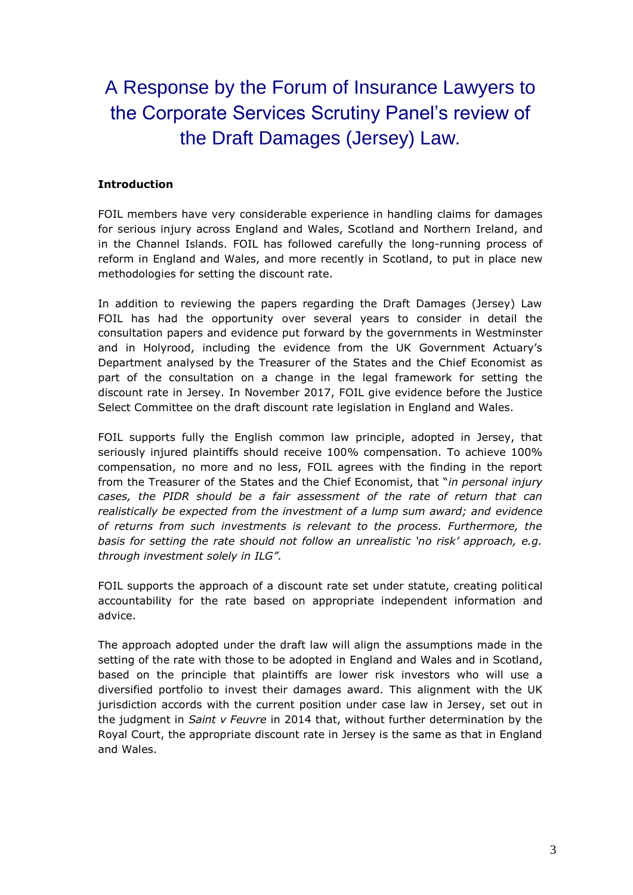# A Response by the Forum of Insurance Lawyers to the Corporate Services Scrutiny Panel's review of the Draft Damages (Jersey) Law.

**Introduction**

FOIL members have very considerable experience in handling claims for damages for serious injury across England and Wales, Scotland and Northern Ireland, and in the Channel Islands. FOIL has followed carefully the long-running process of reform in England and Wales, and more recently in Scotland, to put in place new methodologies for setting the discount rate.

In addition to reviewing the papers regarding the Draft Damages (Jersey) Law FOIL has had the opportunity over several years to consider in detail the consultation papers and evidence put forward by the governments in Westminster and in Holyrood, including the evidence from the UK Government Actuary's Department analysed by the Treasurer of the States and the Chief Economist as part of the consultation on a change in the legal framework for setting the discount rate in Jersey. In November 2017, FOIL give evidence before the Justice Select Committee on the draft discount rate legislation in England and Wales.

FOIL supports fully the English common law principle, adopted in Jersey, that seriously injured plaintiffs should receive 100% compensation. To achieve 100% compensation, no more and no less, FOIL agrees with the finding in the report from the Treasurer of the States and the Chief Economist, that "*in personal injury cases, the PIDR should be a fair assessment of the rate of return that can realistically be expected from the investment of a lump sum award; and evidence of returns from such investments is relevant to the process. Furthermore, the basis for setting the rate should not follow an unrealistic 'no risk' approach, e.g. through investment solely in ILG".*

FOIL supports the approach of a discount rate set under statute, creating political accountability for the rate based on appropriate independent information and advice.

The approach adopted under the draft law will align the assumptions made in the setting of the rate with those to be adopted in England and Wales and in Scotland, based on the principle that plaintiffs are lower risk investors who will use a diversified portfolio to invest their damages award. This alignment with the UK jurisdiction accords with the current position under case law in Jersey, set out in the judgment in *Saint v Feuvre* in 2014 that, without further determination by the Royal Court, the appropriate discount rate in Jersey is the same as that in England and Wales.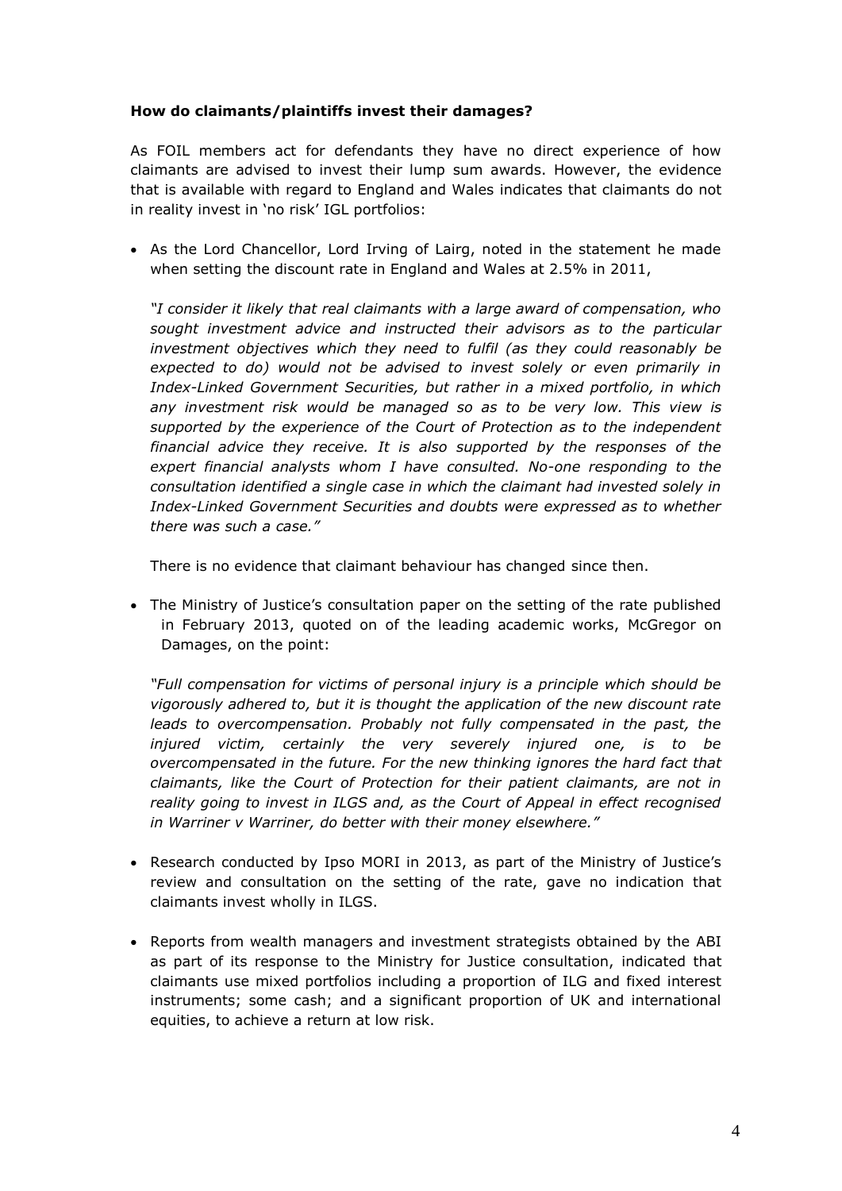**How do claimants/plaintiffs invest their damages?**

As FOIL members act for defendants they have no direct experience of how claimants are advised to invest their lump sum awards. However, the evidence that is available with regard to England and Wales indicates that claimants do not in reality invest in 'no risk' IGL portfolios:

- As the Lord Chancellor, Lord Irving of Lairg, noted in the statement he made when setting the discount rate in England and Wales at 2.5% in 2011,

  *"I consider it likely that real claimants with a large award of compensation, who sought investment advice and instructed their advisors as to the particular investment objectives which they need to fulfil (as they could reasonably be expected to do) would not be advised to invest solely or even primarily in Index-Linked Government Securities, but rather in a mixed portfolio, in which any investment risk would be managed so as to be very low. This view is supported by the experience of the Court of Protection as to the independent financial advice they receive. It is also supported by the responses of the expert financial analysts whom I have consulted. No-one responding to the consultation identified a single case in which the claimant had invested solely in Index-Linked Government Securities and doubts were expressed as to whether there was such a case."*

  There is no evidence that claimant behaviour has changed since then.

- The Ministry of Justice's consultation paper on the setting of the rate published in February 2013, quoted on of the leading academic works, McGregor on Damages, on the point:

  *"Full compensation for victims of personal injury is a principle which should be vigorously adhered to, but it is thought the application of the new discount rate leads to overcompensation. Probably not fully compensated in the past, the injured victim, certainly the very severely injured one, is to be overcompensated in the future. For the new thinking ignores the hard fact that claimants, like the Court of Protection for their patient claimants, are not in reality going to invest in ILGS and, as the Court of Appeal in effect recognised in Warriner v Warriner, do better with their money elsewhere."*

- Research conducted by Ipso MORI in 2013, as part of the Ministry of Justice's review and consultation on the setting of the rate, gave no indication that claimants invest wholly in ILGS.

- Reports from wealth managers and investment strategists obtained by the ABI as part of its response to the Ministry for Justice consultation, indicated that claimants use mixed portfolios including a proportion of ILG and fixed interest instruments; some cash; and a significant proportion of UK and international equities, to achieve a return at low risk.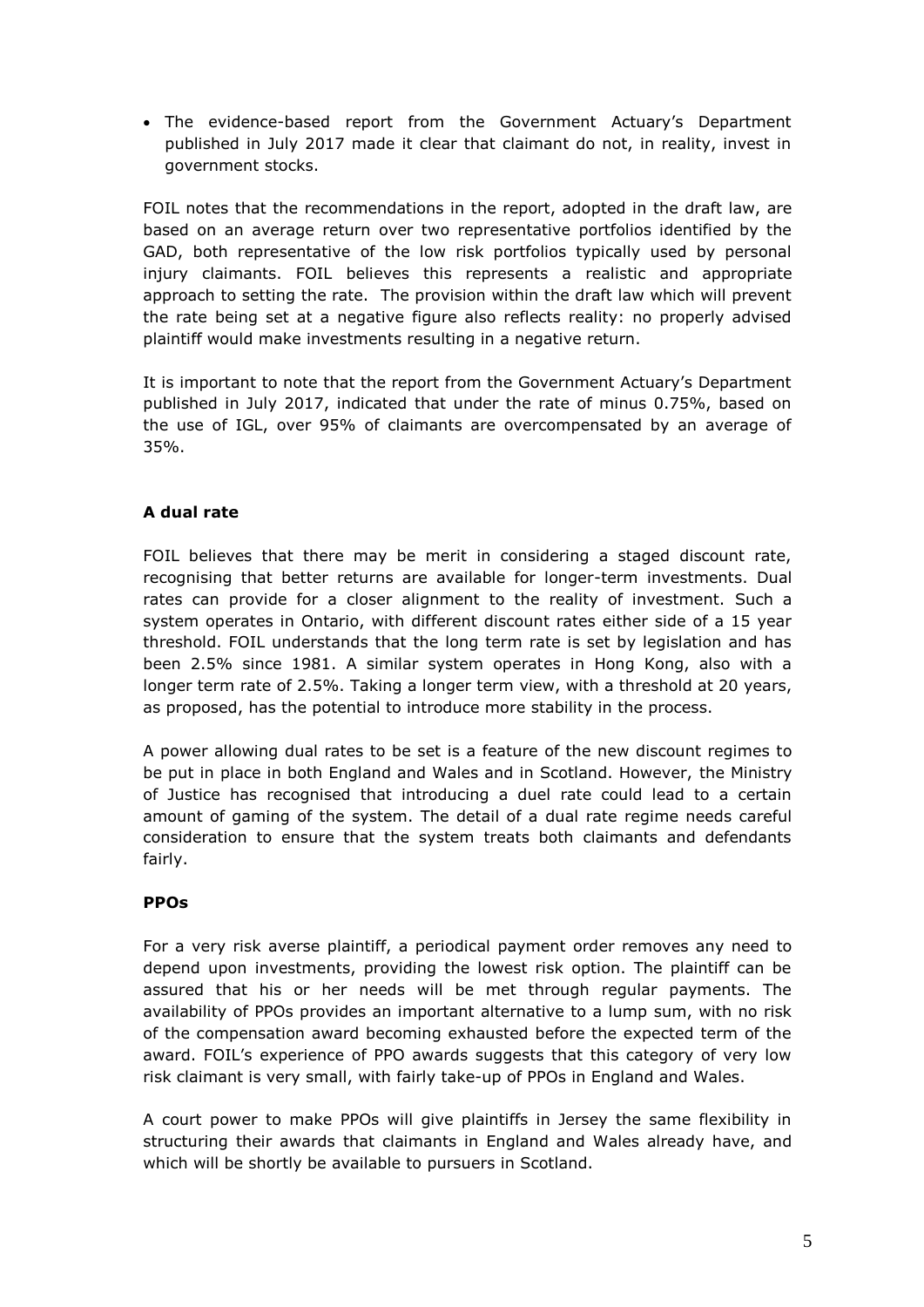- The evidence-based report from the Government Actuary's Department published in July 2017 made it clear that claimant do not, in reality, invest in government stocks.

FOIL notes that the recommendations in the report, adopted in the draft law, are based on an average return over two representative portfolios identified by the GAD, both representative of the low risk portfolios typically used by personal injury claimants. FOIL believes this represents a realistic and appropriate approach to setting the rate. The provision within the draft law which will prevent the rate being set at a negative figure also reflects reality: no properly advised plaintiff would make investments resulting in a negative return.

It is important to note that the report from the Government Actuary's Department published in July 2017, indicated that under the rate of minus 0.75%, based on the use of IGL, over 95% of claimants are overcompensated by an average of 35%.

**A dual rate**

FOIL believes that there may be merit in considering a staged discount rate, recognising that better returns are available for longer-term investments. Dual rates can provide for a closer alignment to the reality of investment. Such a system operates in Ontario, with different discount rates either side of a 15 year threshold. FOIL understands that the long term rate is set by legislation and has been 2.5% since 1981. A similar system operates in Hong Kong, also with a longer term rate of 2.5%. Taking a longer term view, with a threshold at 20 years, as proposed, has the potential to introduce more stability in the process.

A power allowing dual rates to be set is a feature of the new discount regimes to be put in place in both England and Wales and in Scotland. However, the Ministry of Justice has recognised that introducing a duel rate could lead to a certain amount of gaming of the system. The detail of a dual rate regime needs careful consideration to ensure that the system treats both claimants and defendants fairly.

**PPOs**

For a very risk averse plaintiff, a periodical payment order removes any need to depend upon investments, providing the lowest risk option. The plaintiff can be assured that his or her needs will be met through regular payments. The availability of PPOs provides an important alternative to a lump sum, with no risk of the compensation award becoming exhausted before the expected term of the award. FOIL's experience of PPO awards suggests that this category of very low risk claimant is very small, with fairly take-up of PPOs in England and Wales.

A court power to make PPOs will give plaintiffs in Jersey the same flexibility in structuring their awards that claimants in England and Wales already have, and which will be shortly be available to pursuers in Scotland.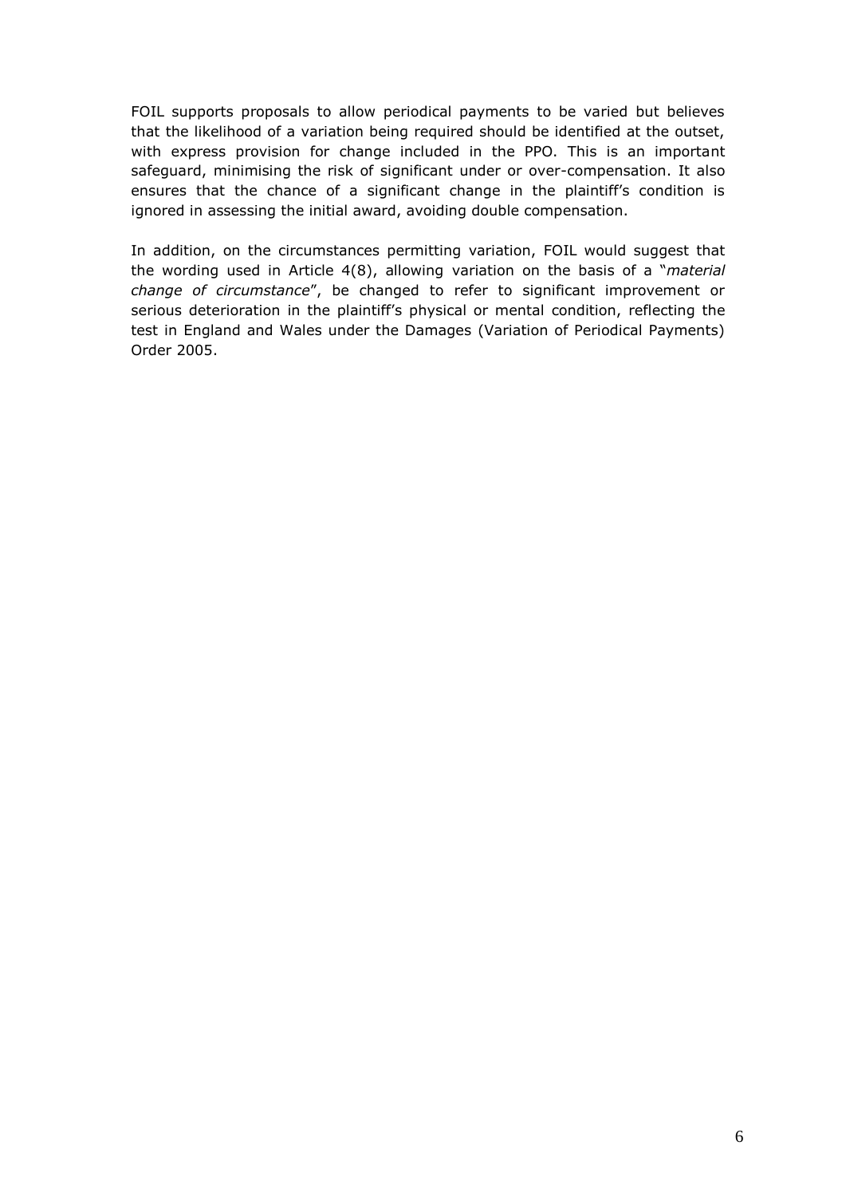FOIL supports proposals to allow periodical payments to be varied but believes that the likelihood of a variation being required should be identified at the outset, with express provision for change included in the PPO. This is an important safeguard, minimising the risk of significant under or over-compensation. It also ensures that the chance of a significant change in the plaintiff's condition is ignored in assessing the initial award, avoiding double compensation.

In addition, on the circumstances permitting variation, FOIL would suggest that the wording used in Article 4(8), allowing variation on the basis of a "*material change of circumstance*", be changed to refer to significant improvement or serious deterioration in the plaintiff's physical or mental condition, reflecting the test in England and Wales under the Damages (Variation of Periodical Payments) Order 2005.